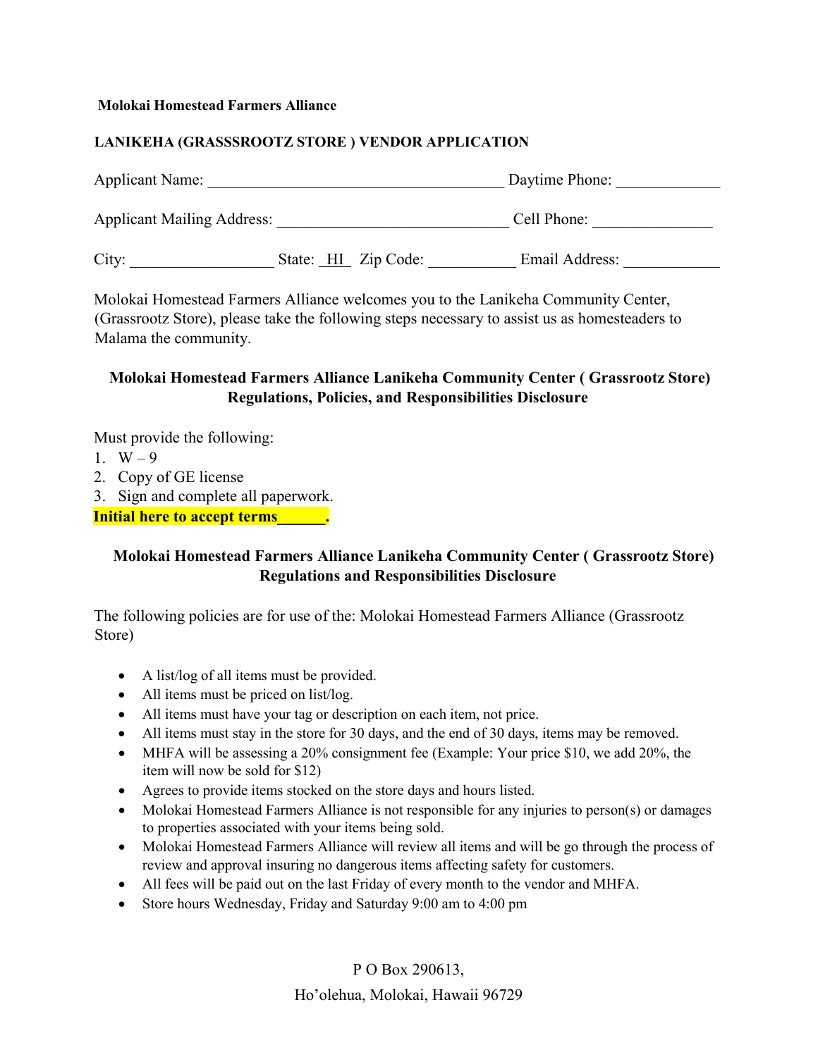**Molokai Homestead Farmers Alliance**

**LANIKEHA (GRASSSROOTZ STORE ) VENDOR APPLICATION**

Applicant Name: ______________________________________ Daytime Phone: _____________

Applicant Mailing Address: ______________________________ Cell Phone: _______________

City: __________________ State: _HI_ Zip Code: ___________ Email Address: ____________

Molokai Homestead Farmers Alliance welcomes you to the Lanikeha Community Center, (Grassrootz Store), please take the following steps necessary to assist us as homesteaders to Malama the community.

**Molokai Homestead Farmers Alliance Lanikeha Community Center ( Grassrootz Store) Regulations, Policies, and Responsibilities Disclosure**

Must provide the following:

1. W – 9
2. Copy of GE license
3. Sign and complete all paperwork.

**Initial here to accept terms______.**

**Molokai Homestead Farmers Alliance Lanikeha Community Center ( Grassrootz Store) Regulations and Responsibilities Disclosure**

The following policies are for use of the: Molokai Homestead Farmers Alliance (Grassrootz Store)

- A list/log of all items must be provided.
- All items must be priced on list/log.
- All items must have your tag or description on each item, not price.
- All items must stay in the store for 30 days, and the end of 30 days, items may be removed.
- MHFA will be assessing a 20% consignment fee (Example: Your price $10, we add 20%, the item will now be sold for $12)
- Agrees to provide items stocked on the store days and hours listed.
- Molokai Homestead Farmers Alliance is not responsible for any injuries to person(s) or damages to properties associated with your items being sold.
- Molokai Homestead Farmers Alliance will review all items and will be go through the process of review and approval insuring no dangerous items affecting safety for customers.
- All fees will be paid out on the last Friday of every month to the vendor and MHFA.
- Store hours Wednesday, Friday and Saturday 9:00 am to 4:00 pm

P O Box 290613,

Ho’olehua, Molokai, Hawaii 96729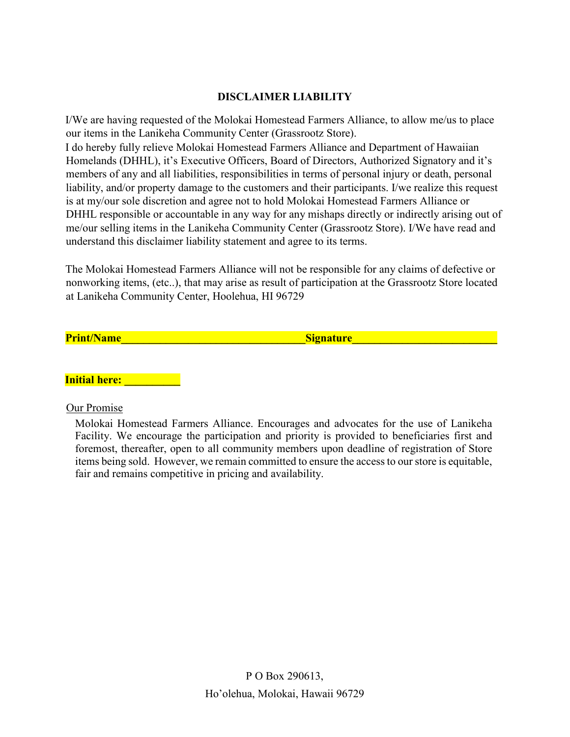**DISCLAIMER LIABILITY**

I/We are having requested of the Molokai Homestead Farmers Alliance, to allow me/us to place our items in the Lanikeha Community Center (Grassrootz Store).
I do hereby fully relieve Molokai Homestead Farmers Alliance and Department of Hawaiian Homelands (DHHL), it's Executive Officers, Board of Directors, Authorized Signatory and it's members of any and all liabilities, responsibilities in terms of personal injury or death, personal liability, and/or property damage to the customers and their participants. I/we realize this request is at my/our sole discretion and agree not to hold Molokai Homestead Farmers Alliance or DHHL responsible or accountable in any way for any mishaps directly or indirectly arising out of me/our selling items in the Lanikeha Community Center (Grassrootz Store). I/We have read and understand this disclaimer liability statement and agree to its terms.

The Molokai Homestead Farmers Alliance will not be responsible for any claims of defective or nonworking items, (etc..), that may arise as result of participation at the Grassrootz Store located at Lanikeha Community Center, Hoolehua, HI 96729

**Print/Name**_______________________________**Signature**________________________

**Initial here:** _________

Our Promise

Molokai Homestead Farmers Alliance. Encourages and advocates for the use of Lanikeha Facility. We encourage the participation and priority is provided to beneficiaries first and foremost, thereafter, open to all community members upon deadline of registration of Store items being sold. However, we remain committed to ensure the access to our store is equitable, fair and remains competitive in pricing and availability.

P O Box 290613,
Ho'olehua, Molokai, Hawaii 96729